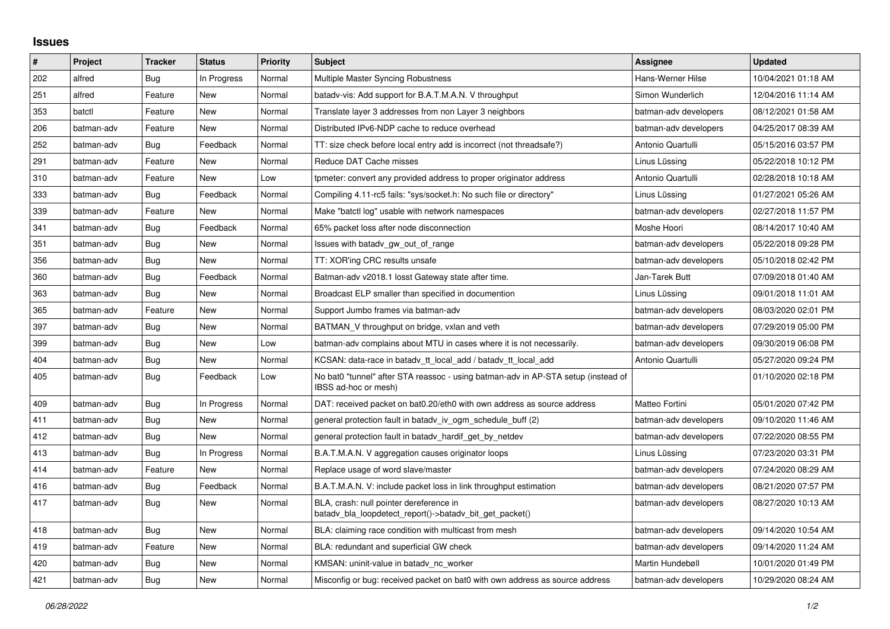## Issues

| # | Project | Tracker | Status | Priority | Subject | Assignee | Updated |
|---|---|---|---|---|---|---|---|
| 202 | alfred | Bug | In Progress | Normal | Multiple Master Syncing Robustness | Hans-Werner Hilse | 10/04/2021 01:18 AM |
| 251 | alfred | Feature | New | Normal | batadv-vis: Add support for B.A.T.M.A.N. V throughput | Simon Wunderlich | 12/04/2016 11:14 AM |
| 353 | batctl | Feature | New | Normal | Translate layer 3 addresses from non Layer 3 neighbors | batman-adv developers | 08/12/2021 01:58 AM |
| 206 | batman-adv | Feature | New | Normal | Distributed IPv6-NDP cache to reduce overhead | batman-adv developers | 04/25/2017 08:39 AM |
| 252 | batman-adv | Bug | Feedback | Normal | TT: size check before local entry add is incorrect (not threadsafe?) | Antonio Quartulli | 05/15/2016 03:57 PM |
| 291 | batman-adv | Feature | New | Normal | Reduce DAT Cache misses | Linus Lüssing | 05/22/2018 10:12 PM |
| 310 | batman-adv | Feature | New | Low | tpmeter: convert any provided address to proper originator address | Antonio Quartulli | 02/28/2018 10:18 AM |
| 333 | batman-adv | Bug | Feedback | Normal | Compiling 4.11-rc5 fails: "sys/socket.h: No such file or directory" | Linus Lüssing | 01/27/2021 05:26 AM |
| 339 | batman-adv | Feature | New | Normal | Make "batctl log" usable with network namespaces | batman-adv developers | 02/27/2018 11:57 PM |
| 341 | batman-adv | Bug | Feedback | Normal | 65% packet loss after node disconnection | Moshe Hoori | 08/14/2017 10:40 AM |
| 351 | batman-adv | Bug | New | Normal | Issues with batadv_gw_out_of_range | batman-adv developers | 05/22/2018 09:28 PM |
| 356 | batman-adv | Bug | New | Normal | TT: XOR'ing CRC results unsafe | batman-adv developers | 05/10/2018 02:42 PM |
| 360 | batman-adv | Bug | Feedback | Normal | Batman-adv v2018.1 losst Gateway state after time. | Jan-Tarek Butt | 07/09/2018 01:40 AM |
| 363 | batman-adv | Bug | New | Normal | Broadcast ELP smaller than specified in documention | Linus Lüssing | 09/01/2018 11:01 AM |
| 365 | batman-adv | Feature | New | Normal | Support Jumbo frames via batman-adv | batman-adv developers | 08/03/2020 02:01 PM |
| 397 | batman-adv | Bug | New | Normal | BATMAN_V throughput on bridge, vxlan and veth | batman-adv developers | 07/29/2019 05:00 PM |
| 399 | batman-adv | Bug | New | Low | batman-adv complains about MTU in cases where it is not necessarily. | batman-adv developers | 09/30/2019 06:08 PM |
| 404 | batman-adv | Bug | New | Normal | KCSAN: data-race in batadv_tt_local_add / batadv_tt_local_add | Antonio Quartulli | 05/27/2020 09:24 PM |
| 405 | batman-adv | Bug | Feedback | Low | No bat0 "tunnel" after STA reassoc - using batman-adv in AP-STA setup (instead of IBSS ad-hoc or mesh) | | 01/10/2020 02:18 PM |
| 409 | batman-adv | Bug | In Progress | Normal | DAT: received packet on bat0.20/eth0 with own address as source address | Matteo Fortini | 05/01/2020 07:42 PM |
| 411 | batman-adv | Bug | New | Normal | general protection fault in batadv_iv_ogm_schedule_buff (2) | batman-adv developers | 09/10/2020 11:46 AM |
| 412 | batman-adv | Bug | New | Normal | general protection fault in batadv_hardif_get_by_netdev | batman-adv developers | 07/22/2020 08:55 PM |
| 413 | batman-adv | Bug | In Progress | Normal | B.A.T.M.A.N. V aggregation causes originator loops | Linus Lüssing | 07/23/2020 03:31 PM |
| 414 | batman-adv | Feature | New | Normal | Replace usage of word slave/master | batman-adv developers | 07/24/2020 08:29 AM |
| 416 | batman-adv | Bug | Feedback | Normal | B.A.T.M.A.N. V: include packet loss in link throughput estimation | batman-adv developers | 08/21/2020 07:57 PM |
| 417 | batman-adv | Bug | New | Normal | BLA, crash: null pointer dereference in batadv_bla_loopdetect_report()->batadv_bit_get_packet() | batman-adv developers | 08/27/2020 10:13 AM |
| 418 | batman-adv | Bug | New | Normal | BLA: claiming race condition with multicast from mesh | batman-adv developers | 09/14/2020 10:54 AM |
| 419 | batman-adv | Feature | New | Normal | BLA: redundant and superficial GW check | batman-adv developers | 09/14/2020 11:24 AM |
| 420 | batman-adv | Bug | New | Normal | KMSAN: uninit-value in batadv_nc_worker | Martin Hundebøll | 10/01/2020 01:49 PM |
| 421 | batman-adv | Bug | New | Normal | Misconfig or bug: received packet on bat0 with own address as source address | batman-adv developers | 10/29/2020 08:24 AM |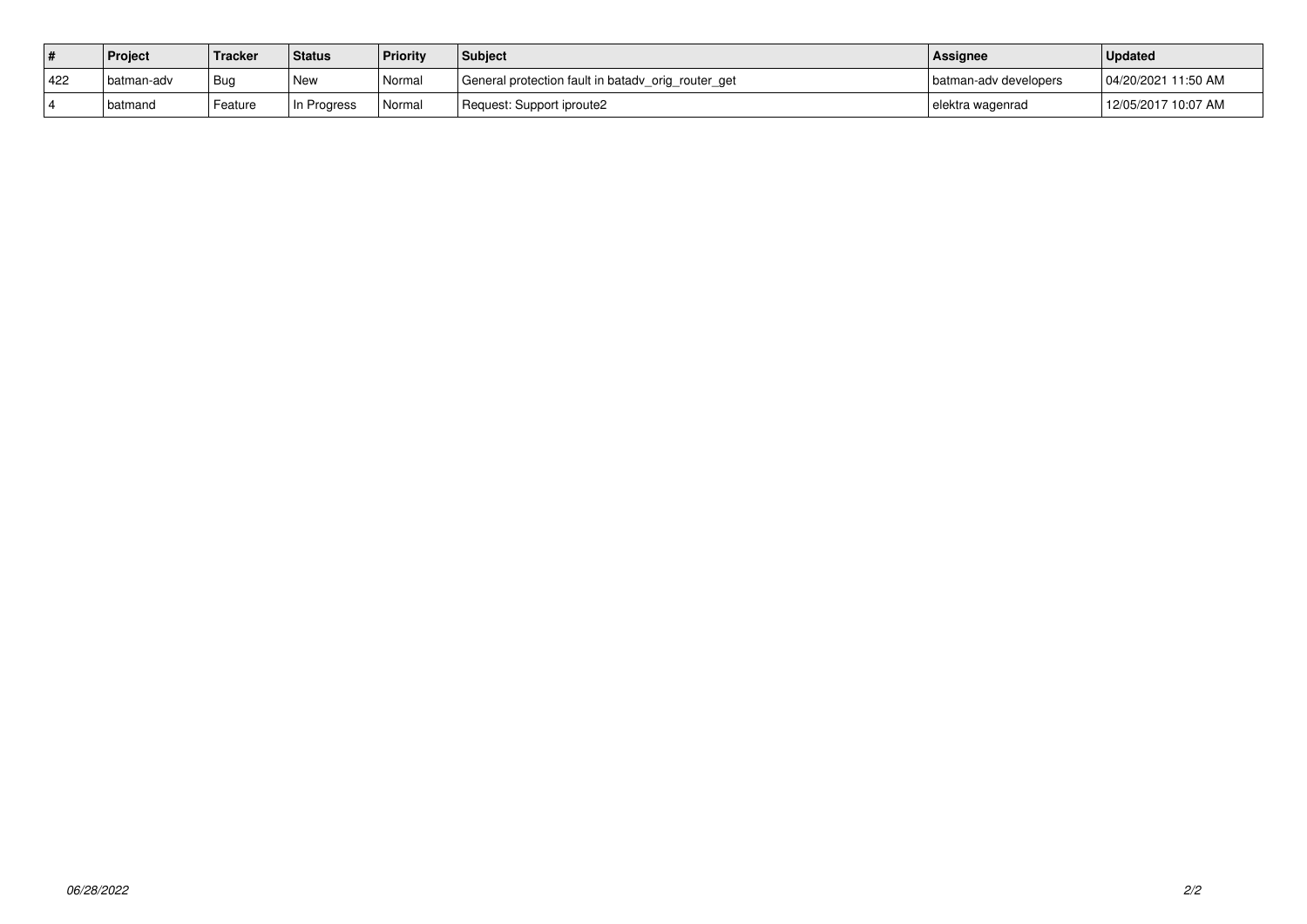| # | Project | Tracker | Status | Priority | Subject | Assignee | Updated |
|---|---|---|---|---|---|---|---|
| 422 | batman-adv | Bug | New | Normal | General protection fault in batadv_orig_router_get | batman-adv developers | 04/20/2021 11:50 AM |
| 4 | batmand | Feature | In Progress | Normal | Request: Support iproute2 | elektra wagenrad | 12/05/2017 10:07 AM |